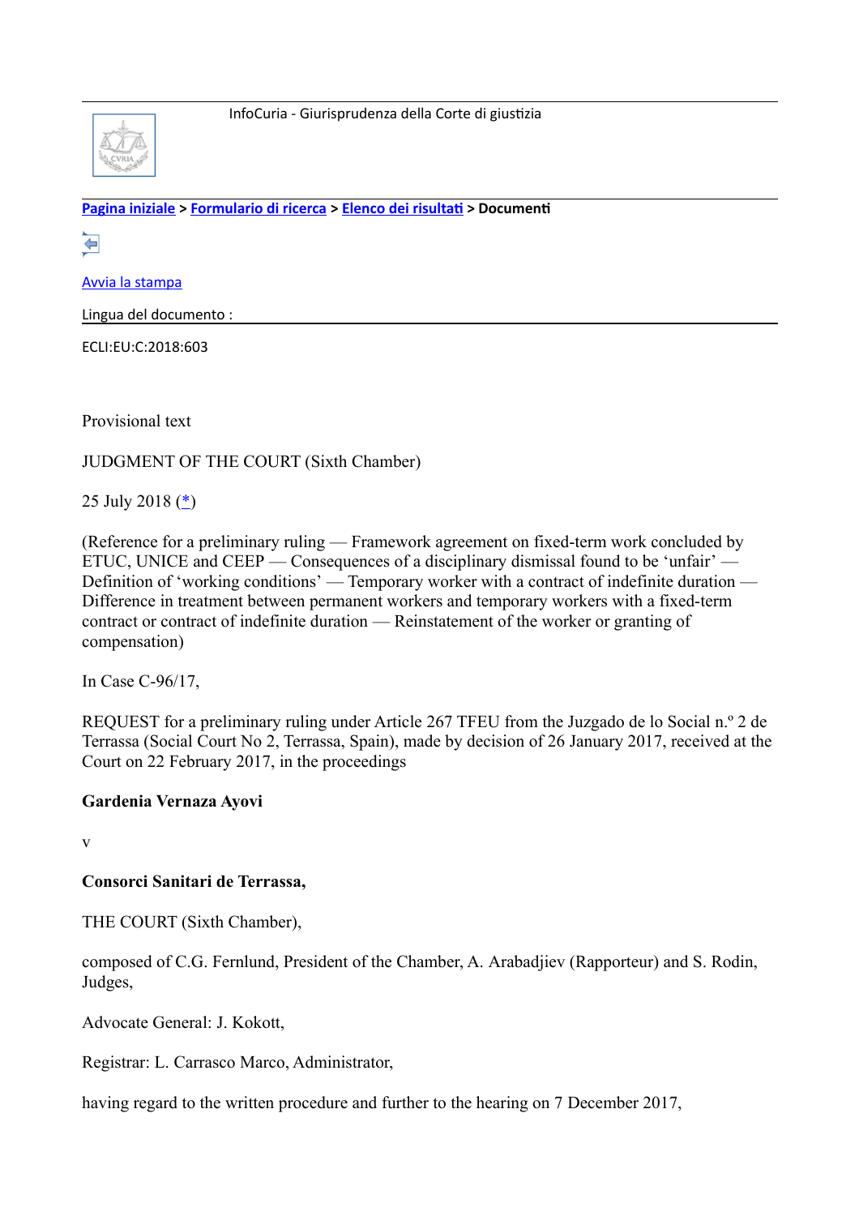InfoCuria - Giurisprudenza della Corte di giustizia

**Pagina iniziale > Formulario di ricerca > Elenco dei risultati > Documenti**

Avvia la stampa

Lingua del documento :

ECLI:EU:C:2018:603

Provisional text

JUDGMENT OF THE COURT (Sixth Chamber)

25 July 2018 (*)

(Reference for a preliminary ruling — Framework agreement on fixed-term work concluded by ETUC, UNICE and CEEP — Consequences of a disciplinary dismissal found to be 'unfair' — Definition of 'working conditions' — Temporary worker with a contract of indefinite duration — Difference in treatment between permanent workers and temporary workers with a fixed-term contract or contract of indefinite duration — Reinstatement of the worker or granting of compensation)

In Case C-96/17,

REQUEST for a preliminary ruling under Article 267 TFEU from the Juzgado de lo Social n.º 2 de Terrassa (Social Court No 2, Terrassa, Spain), made by decision of 26 January 2017, received at the Court on 22 February 2017, in the proceedings

**Gardenia Vernaza Ayovi**

v

**Consorci Sanitari de Terrassa,**

THE COURT (Sixth Chamber),

composed of C.G. Fernlund, President of the Chamber, A. Arabadjiev (Rapporteur) and S. Rodin, Judges,

Advocate General: J. Kokott,

Registrar: L. Carrasco Marco, Administrator,

having regard to the written procedure and further to the hearing on 7 December 2017,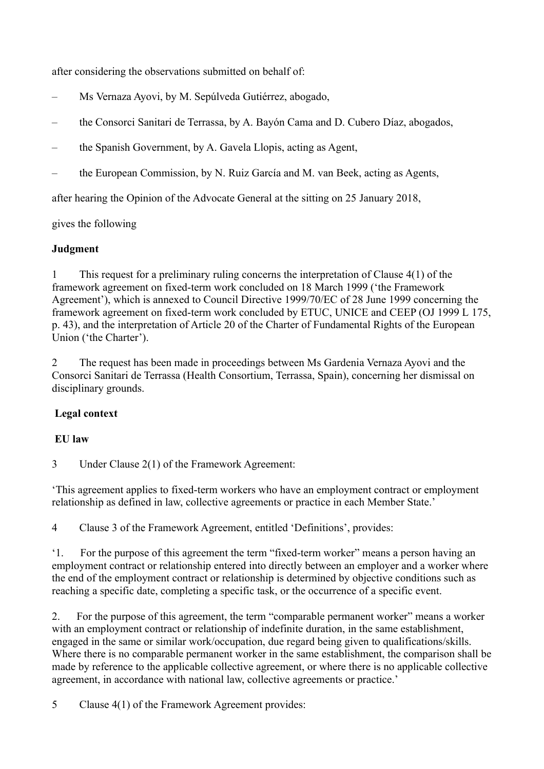after considering the observations submitted on behalf of:

– Ms Vernaza Ayovi, by M. Sepúlveda Gutiérrez, abogado,

– the Consorci Sanitari de Terrassa, by A. Bayón Cama and D. Cubero Díaz, abogados,

– the Spanish Government, by A. Gavela Llopis, acting as Agent,

– the European Commission, by N. Ruiz García and M. van Beek, acting as Agents,

after hearing the Opinion of the Advocate General at the sitting on 25 January 2018,

gives the following

**Judgment**

1 This request for a preliminary ruling concerns the interpretation of Clause 4(1) of the framework agreement on fixed-term work concluded on 18 March 1999 ('the Framework Agreement'), which is annexed to Council Directive 1999/70/EC of 28 June 1999 concerning the framework agreement on fixed-term work concluded by ETUC, UNICE and CEEP (OJ 1999 L 175, p. 43), and the interpretation of Article 20 of the Charter of Fundamental Rights of the European Union ('the Charter').

2 The request has been made in proceedings between Ms Gardenia Vernaza Ayovi and the Consorci Sanitari de Terrassa (Health Consortium, Terrassa, Spain), concerning her dismissal on disciplinary grounds.

**Legal context**

**EU law**

3 Under Clause 2(1) of the Framework Agreement:

'This agreement applies to fixed-term workers who have an employment contract or employment relationship as defined in law, collective agreements or practice in each Member State.'

4 Clause 3 of the Framework Agreement, entitled 'Definitions', provides:

'1. For the purpose of this agreement the term "fixed-term worker" means a person having an employment contract or relationship entered into directly between an employer and a worker where the end of the employment contract or relationship is determined by objective conditions such as reaching a specific date, completing a specific task, or the occurrence of a specific event.

2. For the purpose of this agreement, the term "comparable permanent worker" means a worker with an employment contract or relationship of indefinite duration, in the same establishment, engaged in the same or similar work/occupation, due regard being given to qualifications/skills. Where there is no comparable permanent worker in the same establishment, the comparison shall be made by reference to the applicable collective agreement, or where there is no applicable collective agreement, in accordance with national law, collective agreements or practice.'

5 Clause 4(1) of the Framework Agreement provides: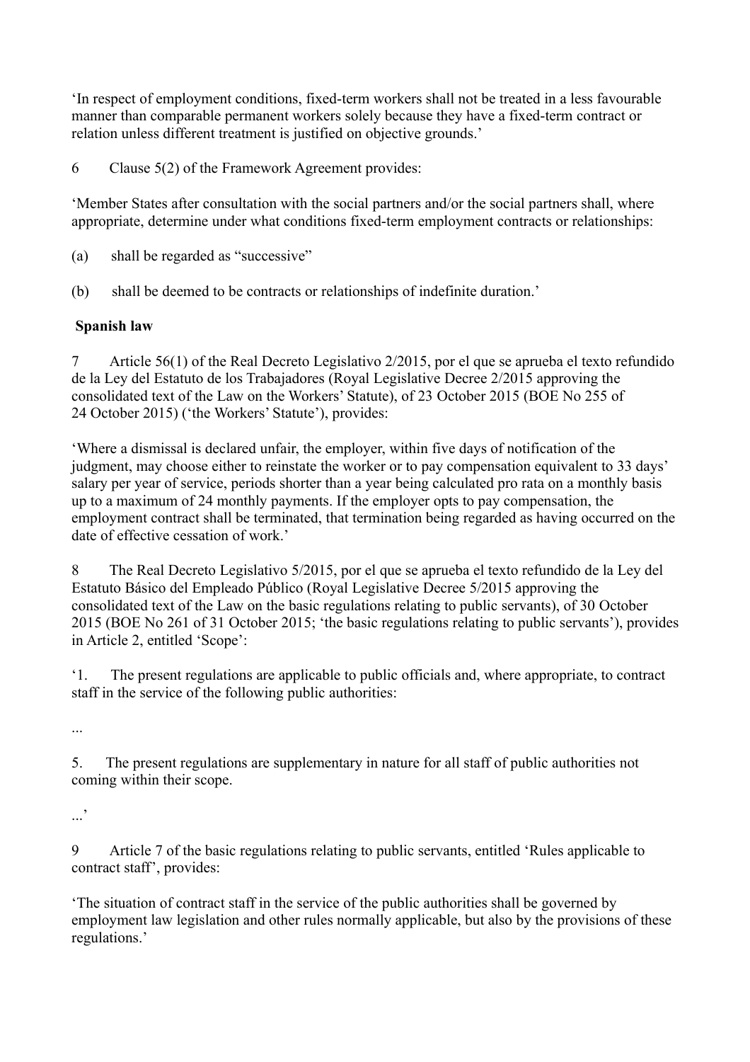'In respect of employment conditions, fixed-term workers shall not be treated in a less favourable manner than comparable permanent workers solely because they have a fixed-term contract or relation unless different treatment is justified on objective grounds.'

6 Clause 5(2) of the Framework Agreement provides:

'Member States after consultation with the social partners and/or the social partners shall, where appropriate, determine under what conditions fixed-term employment contracts or relationships:

(a) shall be regarded as "successive"

(b) shall be deemed to be contracts or relationships of indefinite duration.'

**Spanish law**

7 Article 56(1) of the Real Decreto Legislativo 2/2015, por el que se aprueba el texto refundido de la Ley del Estatuto de los Trabajadores (Royal Legislative Decree 2/2015 approving the consolidated text of the Law on the Workers' Statute), of 23 October 2015 (BOE No 255 of 24 October 2015) ('the Workers' Statute'), provides:

'Where a dismissal is declared unfair, the employer, within five days of notification of the judgment, may choose either to reinstate the worker or to pay compensation equivalent to 33 days' salary per year of service, periods shorter than a year being calculated pro rata on a monthly basis up to a maximum of 24 monthly payments. If the employer opts to pay compensation, the employment contract shall be terminated, that termination being regarded as having occurred on the date of effective cessation of work.'

8 The Real Decreto Legislativo 5/2015, por el que se aprueba el texto refundido de la Ley del Estatuto Básico del Empleado Público (Royal Legislative Decree 5/2015 approving the consolidated text of the Law on the basic regulations relating to public servants), of 30 October 2015 (BOE No 261 of 31 October 2015; 'the basic regulations relating to public servants'), provides in Article 2, entitled 'Scope':

'1. The present regulations are applicable to public officials and, where appropriate, to contract staff in the service of the following public authorities:

...

5. The present regulations are supplementary in nature for all staff of public authorities not coming within their scope.

...'

9 Article 7 of the basic regulations relating to public servants, entitled 'Rules applicable to contract staff', provides:

'The situation of contract staff in the service of the public authorities shall be governed by employment law legislation and other rules normally applicable, but also by the provisions of these regulations.'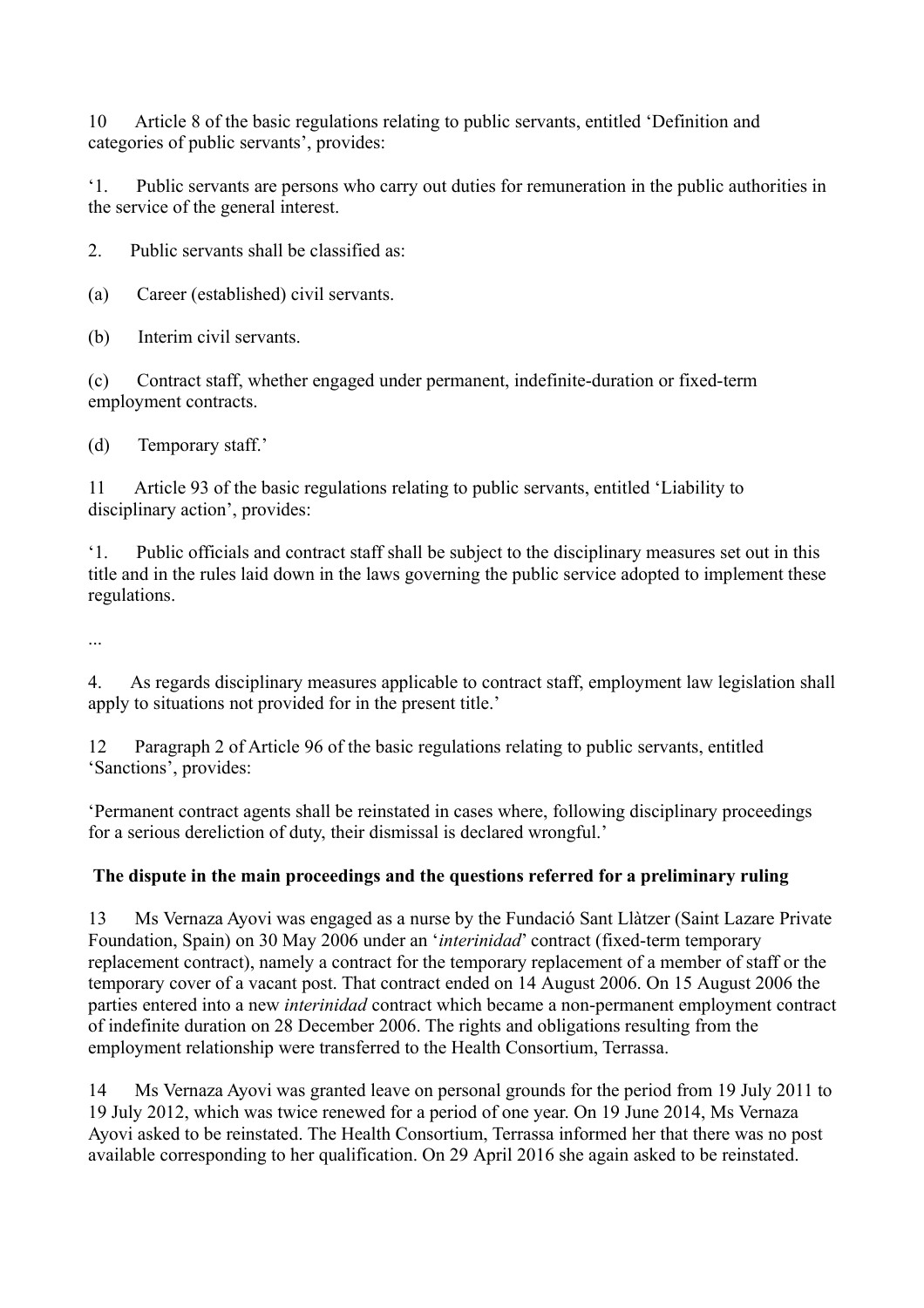10 Article 8 of the basic regulations relating to public servants, entitled 'Definition and categories of public servants', provides:

'1. Public servants are persons who carry out duties for remuneration in the public authorities in the service of the general interest.

2. Public servants shall be classified as:

(a) Career (established) civil servants.

(b) Interim civil servants.

(c) Contract staff, whether engaged under permanent, indefinite-duration or fixed-term employment contracts.

(d) Temporary staff.'

11 Article 93 of the basic regulations relating to public servants, entitled 'Liability to disciplinary action', provides:

'1. Public officials and contract staff shall be subject to the disciplinary measures set out in this title and in the rules laid down in the laws governing the public service adopted to implement these regulations.

...

4. As regards disciplinary measures applicable to contract staff, employment law legislation shall apply to situations not provided for in the present title.'

12 Paragraph 2 of Article 96 of the basic regulations relating to public servants, entitled 'Sanctions', provides:

'Permanent contract agents shall be reinstated in cases where, following disciplinary proceedings for a serious dereliction of duty, their dismissal is declared wrongful.'

## The dispute in the main proceedings and the questions referred for a preliminary ruling

13 Ms Vernaza Ayovi was engaged as a nurse by the Fundació Sant Llàtzer (Saint Lazare Private Foundation, Spain) on 30 May 2006 under an '*interinidad*' contract (fixed-term temporary replacement contract), namely a contract for the temporary replacement of a member of staff or the temporary cover of a vacant post. That contract ended on 14 August 2006. On 15 August 2006 the parties entered into a new *interinidad* contract which became a non-permanent employment contract of indefinite duration on 28 December 2006. The rights and obligations resulting from the employment relationship were transferred to the Health Consortium, Terrassa.

14 Ms Vernaza Ayovi was granted leave on personal grounds for the period from 19 July 2011 to 19 July 2012, which was twice renewed for a period of one year. On 19 June 2014, Ms Vernaza Ayovi asked to be reinstated. The Health Consortium, Terrassa informed her that there was no post available corresponding to her qualification. On 29 April 2016 she again asked to be reinstated.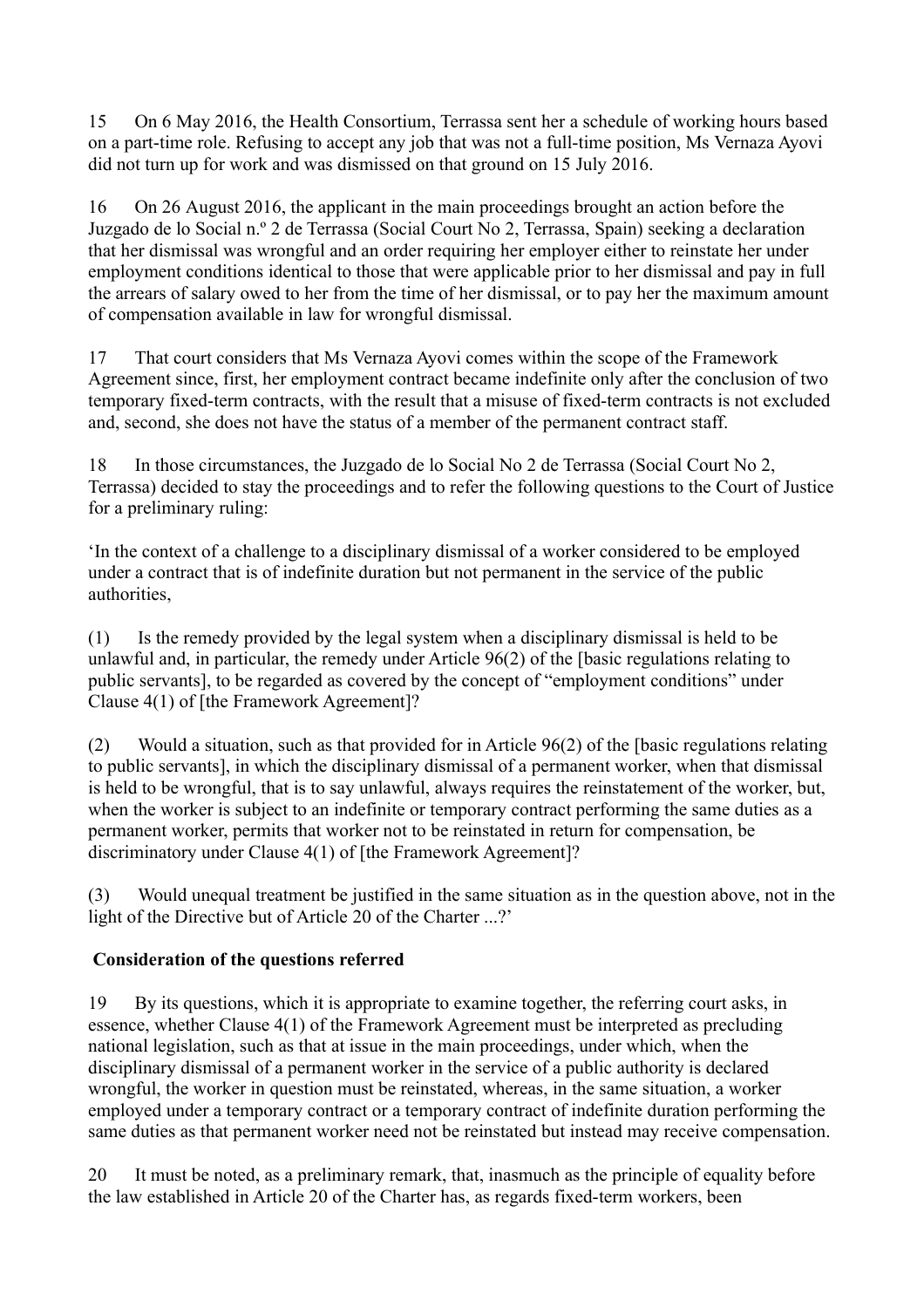15 On 6 May 2016, the Health Consortium, Terrassa sent her a schedule of working hours based on a part-time role. Refusing to accept any job that was not a full-time position, Ms Vernaza Ayovi did not turn up for work and was dismissed on that ground on 15 July 2016.

16 On 26 August 2016, the applicant in the main proceedings brought an action before the Juzgado de lo Social n.º 2 de Terrassa (Social Court No 2, Terrassa, Spain) seeking a declaration that her dismissal was wrongful and an order requiring her employer either to reinstate her under employment conditions identical to those that were applicable prior to her dismissal and pay in full the arrears of salary owed to her from the time of her dismissal, or to pay her the maximum amount of compensation available in law for wrongful dismissal.

17 That court considers that Ms Vernaza Ayovi comes within the scope of the Framework Agreement since, first, her employment contract became indefinite only after the conclusion of two temporary fixed-term contracts, with the result that a misuse of fixed-term contracts is not excluded and, second, she does not have the status of a member of the permanent contract staff.

18 In those circumstances, the Juzgado de lo Social No 2 de Terrassa (Social Court No 2, Terrassa) decided to stay the proceedings and to refer the following questions to the Court of Justice for a preliminary ruling:

'In the context of a challenge to a disciplinary dismissal of a worker considered to be employed under a contract that is of indefinite duration but not permanent in the service of the public authorities,

(1) Is the remedy provided by the legal system when a disciplinary dismissal is held to be unlawful and, in particular, the remedy under Article 96(2) of the [basic regulations relating to public servants], to be regarded as covered by the concept of "employment conditions" under Clause 4(1) of [the Framework Agreement]?

(2) Would a situation, such as that provided for in Article 96(2) of the [basic regulations relating to public servants], in which the disciplinary dismissal of a permanent worker, when that dismissal is held to be wrongful, that is to say unlawful, always requires the reinstatement of the worker, but, when the worker is subject to an indefinite or temporary contract performing the same duties as a permanent worker, permits that worker not to be reinstated in return for compensation, be discriminatory under Clause 4(1) of [the Framework Agreement]?

(3) Would unequal treatment be justified in the same situation as in the question above, not in the light of the Directive but of Article 20 of the Charter ...?'

**Consideration of the questions referred**

19 By its questions, which it is appropriate to examine together, the referring court asks, in essence, whether Clause 4(1) of the Framework Agreement must be interpreted as precluding national legislation, such as that at issue in the main proceedings, under which, when the disciplinary dismissal of a permanent worker in the service of a public authority is declared wrongful, the worker in question must be reinstated, whereas, in the same situation, a worker employed under a temporary contract or a temporary contract of indefinite duration performing the same duties as that permanent worker need not be reinstated but instead may receive compensation.

20 It must be noted, as a preliminary remark, that, inasmuch as the principle of equality before the law established in Article 20 of the Charter has, as regards fixed-term workers, been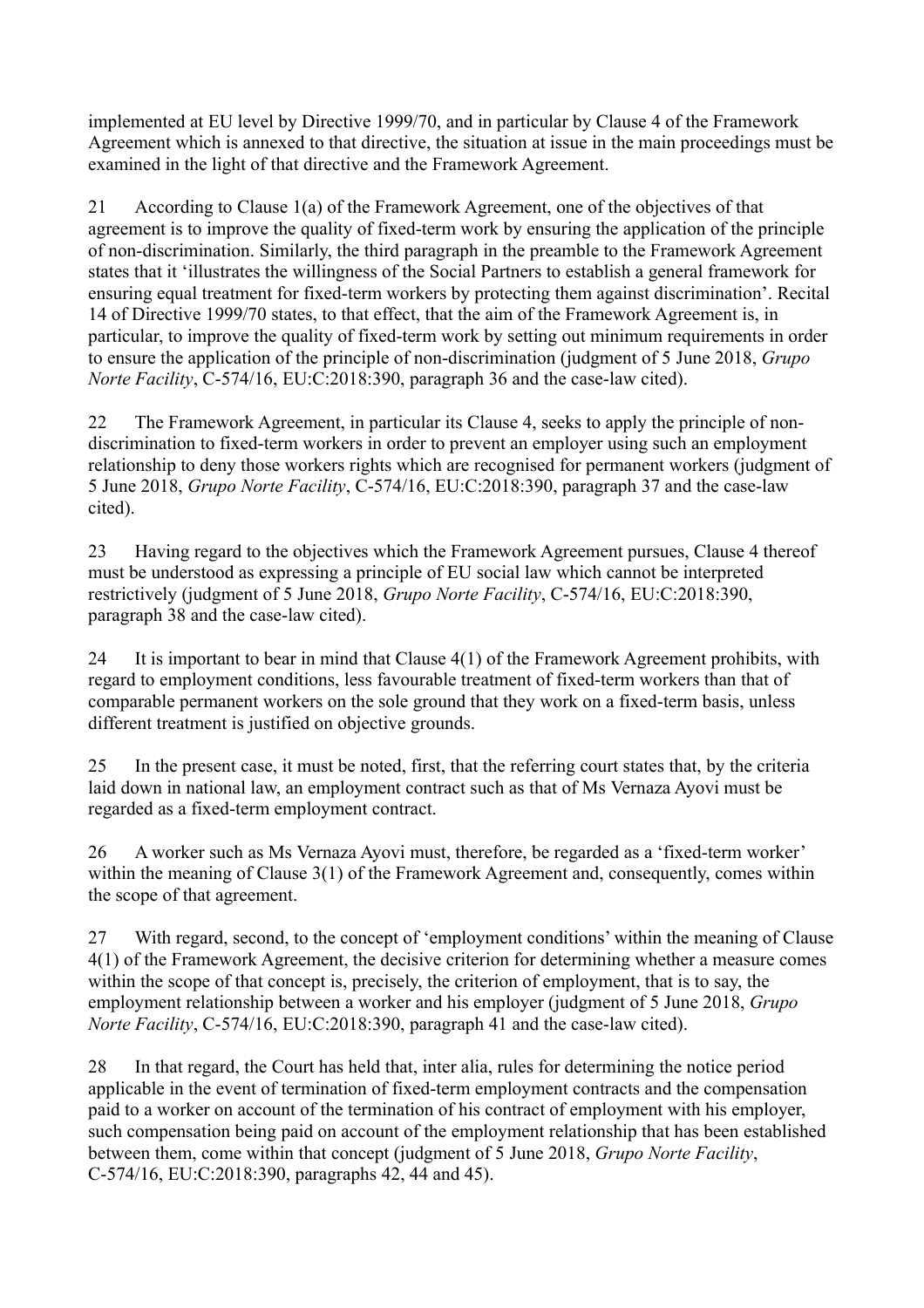implemented at EU level by Directive 1999/70, and in particular by Clause 4 of the Framework Agreement which is annexed to that directive, the situation at issue in the main proceedings must be examined in the light of that directive and the Framework Agreement.

21 According to Clause 1(a) of the Framework Agreement, one of the objectives of that agreement is to improve the quality of fixed-term work by ensuring the application of the principle of non-discrimination. Similarly, the third paragraph in the preamble to the Framework Agreement states that it 'illustrates the willingness of the Social Partners to establish a general framework for ensuring equal treatment for fixed-term workers by protecting them against discrimination'. Recital 14 of Directive 1999/70 states, to that effect, that the aim of the Framework Agreement is, in particular, to improve the quality of fixed-term work by setting out minimum requirements in order to ensure the application of the principle of non-discrimination (judgment of 5 June 2018, *Grupo Norte Facility*, C-574/16, EU:C:2018:390, paragraph 36 and the case-law cited).

22 The Framework Agreement, in particular its Clause 4, seeks to apply the principle of non-discrimination to fixed-term workers in order to prevent an employer using such an employment relationship to deny those workers rights which are recognised for permanent workers (judgment of 5 June 2018, *Grupo Norte Facility*, C-574/16, EU:C:2018:390, paragraph 37 and the case-law cited).

23 Having regard to the objectives which the Framework Agreement pursues, Clause 4 thereof must be understood as expressing a principle of EU social law which cannot be interpreted restrictively (judgment of 5 June 2018, *Grupo Norte Facility*, C-574/16, EU:C:2018:390, paragraph 38 and the case-law cited).

24 It is important to bear in mind that Clause 4(1) of the Framework Agreement prohibits, with regard to employment conditions, less favourable treatment of fixed-term workers than that of comparable permanent workers on the sole ground that they work on a fixed-term basis, unless different treatment is justified on objective grounds.

25 In the present case, it must be noted, first, that the referring court states that, by the criteria laid down in national law, an employment contract such as that of Ms Vernaza Ayovi must be regarded as a fixed-term employment contract.

26 A worker such as Ms Vernaza Ayovi must, therefore, be regarded as a 'fixed-term worker' within the meaning of Clause 3(1) of the Framework Agreement and, consequently, comes within the scope of that agreement.

27 With regard, second, to the concept of 'employment conditions' within the meaning of Clause 4(1) of the Framework Agreement, the decisive criterion for determining whether a measure comes within the scope of that concept is, precisely, the criterion of employment, that is to say, the employment relationship between a worker and his employer (judgment of 5 June 2018, *Grupo Norte Facility*, C-574/16, EU:C:2018:390, paragraph 41 and the case-law cited).

28 In that regard, the Court has held that, inter alia, rules for determining the notice period applicable in the event of termination of fixed-term employment contracts and the compensation paid to a worker on account of the termination of his contract of employment with his employer, such compensation being paid on account of the employment relationship that has been established between them, come within that concept (judgment of 5 June 2018, *Grupo Norte Facility*, C-574/16, EU:C:2018:390, paragraphs 42, 44 and 45).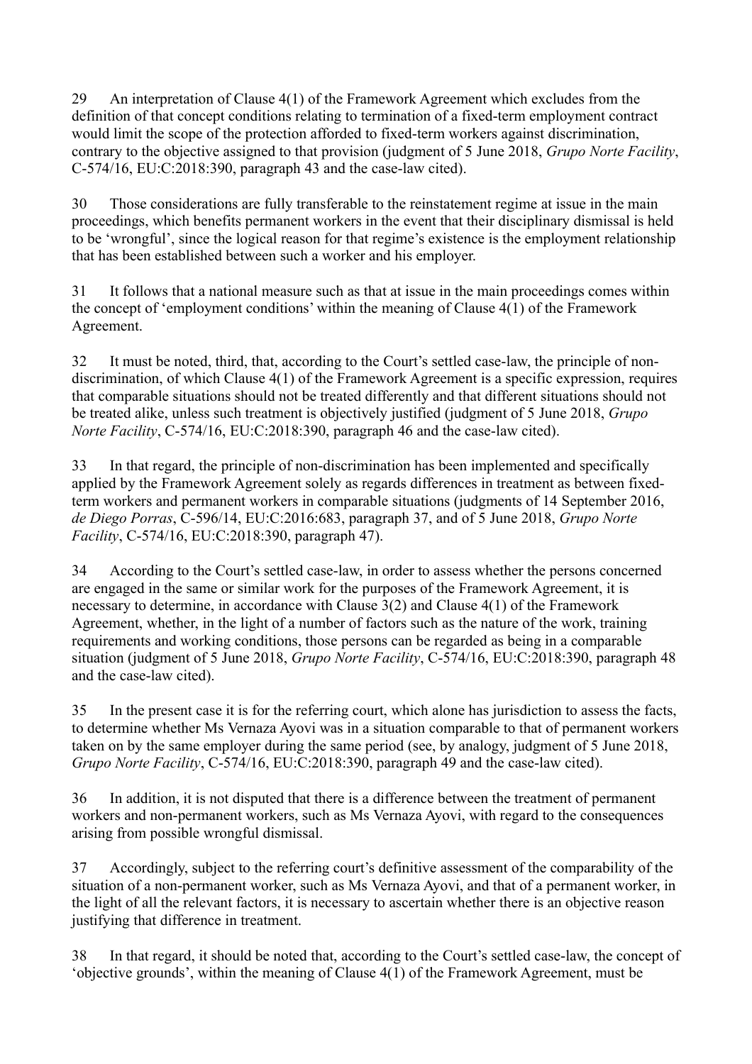29 An interpretation of Clause 4(1) of the Framework Agreement which excludes from the definition of that concept conditions relating to termination of a fixed-term employment contract would limit the scope of the protection afforded to fixed-term workers against discrimination, contrary to the objective assigned to that provision (judgment of 5 June 2018, *Grupo Norte Facility*, C-574/16, EU:C:2018:390, paragraph 43 and the case-law cited).

30 Those considerations are fully transferable to the reinstatement regime at issue in the main proceedings, which benefits permanent workers in the event that their disciplinary dismissal is held to be 'wrongful', since the logical reason for that regime's existence is the employment relationship that has been established between such a worker and his employer.

31 It follows that a national measure such as that at issue in the main proceedings comes within the concept of 'employment conditions' within the meaning of Clause 4(1) of the Framework Agreement.

32 It must be noted, third, that, according to the Court's settled case-law, the principle of non-discrimination, of which Clause 4(1) of the Framework Agreement is a specific expression, requires that comparable situations should not be treated differently and that different situations should not be treated alike, unless such treatment is objectively justified (judgment of 5 June 2018, *Grupo Norte Facility*, C-574/16, EU:C:2018:390, paragraph 46 and the case-law cited).

33 In that regard, the principle of non-discrimination has been implemented and specifically applied by the Framework Agreement solely as regards differences in treatment as between fixed-term workers and permanent workers in comparable situations (judgments of 14 September 2016, *de Diego Porras*, C-596/14, EU:C:2016:683, paragraph 37, and of 5 June 2018, *Grupo Norte Facility*, C-574/16, EU:C:2018:390, paragraph 47).

34 According to the Court's settled case-law, in order to assess whether the persons concerned are engaged in the same or similar work for the purposes of the Framework Agreement, it is necessary to determine, in accordance with Clause 3(2) and Clause 4(1) of the Framework Agreement, whether, in the light of a number of factors such as the nature of the work, training requirements and working conditions, those persons can be regarded as being in a comparable situation (judgment of 5 June 2018, *Grupo Norte Facility*, C-574/16, EU:C:2018:390, paragraph 48 and the case-law cited).

35 In the present case it is for the referring court, which alone has jurisdiction to assess the facts, to determine whether Ms Vernaza Ayovi was in a situation comparable to that of permanent workers taken on by the same employer during the same period (see, by analogy, judgment of 5 June 2018, *Grupo Norte Facility*, C-574/16, EU:C:2018:390, paragraph 49 and the case-law cited).

36 In addition, it is not disputed that there is a difference between the treatment of permanent workers and non-permanent workers, such as Ms Vernaza Ayovi, with regard to the consequences arising from possible wrongful dismissal.

37 Accordingly, subject to the referring court's definitive assessment of the comparability of the situation of a non-permanent worker, such as Ms Vernaza Ayovi, and that of a permanent worker, in the light of all the relevant factors, it is necessary to ascertain whether there is an objective reason justifying that difference in treatment.

38 In that regard, it should be noted that, according to the Court's settled case-law, the concept of 'objective grounds', within the meaning of Clause 4(1) of the Framework Agreement, must be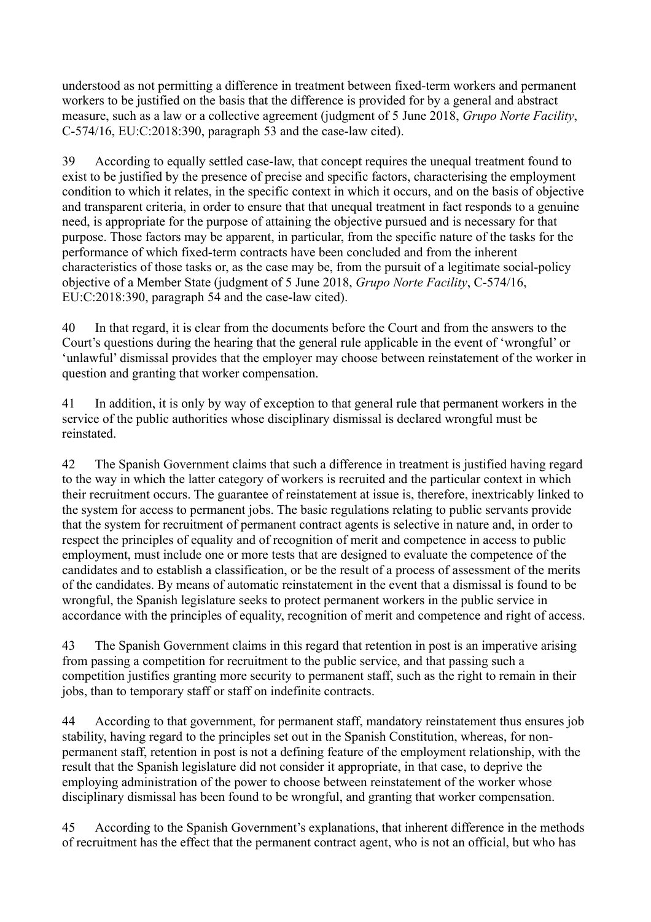understood as not permitting a difference in treatment between fixed-term workers and permanent workers to be justified on the basis that the difference is provided for by a general and abstract measure, such as a law or a collective agreement (judgment of 5 June 2018, *Grupo Norte Facility*, C-574/16, EU:C:2018:390, paragraph 53 and the case-law cited).

39 According to equally settled case-law, that concept requires the unequal treatment found to exist to be justified by the presence of precise and specific factors, characterising the employment condition to which it relates, in the specific context in which it occurs, and on the basis of objective and transparent criteria, in order to ensure that that unequal treatment in fact responds to a genuine need, is appropriate for the purpose of attaining the objective pursued and is necessary for that purpose. Those factors may be apparent, in particular, from the specific nature of the tasks for the performance of which fixed-term contracts have been concluded and from the inherent characteristics of those tasks or, as the case may be, from the pursuit of a legitimate social-policy objective of a Member State (judgment of 5 June 2018, *Grupo Norte Facility*, C-574/16, EU:C:2018:390, paragraph 54 and the case-law cited).

40 In that regard, it is clear from the documents before the Court and from the answers to the Court's questions during the hearing that the general rule applicable in the event of 'wrongful' or 'unlawful' dismissal provides that the employer may choose between reinstatement of the worker in question and granting that worker compensation.

41 In addition, it is only by way of exception to that general rule that permanent workers in the service of the public authorities whose disciplinary dismissal is declared wrongful must be reinstated.

42 The Spanish Government claims that such a difference in treatment is justified having regard to the way in which the latter category of workers is recruited and the particular context in which their recruitment occurs. The guarantee of reinstatement at issue is, therefore, inextricably linked to the system for access to permanent jobs. The basic regulations relating to public servants provide that the system for recruitment of permanent contract agents is selective in nature and, in order to respect the principles of equality and of recognition of merit and competence in access to public employment, must include one or more tests that are designed to evaluate the competence of the candidates and to establish a classification, or be the result of a process of assessment of the merits of the candidates. By means of automatic reinstatement in the event that a dismissal is found to be wrongful, the Spanish legislature seeks to protect permanent workers in the public service in accordance with the principles of equality, recognition of merit and competence and right of access.

43 The Spanish Government claims in this regard that retention in post is an imperative arising from passing a competition for recruitment to the public service, and that passing such a competition justifies granting more security to permanent staff, such as the right to remain in their jobs, than to temporary staff or staff on indefinite contracts.

44 According to that government, for permanent staff, mandatory reinstatement thus ensures job stability, having regard to the principles set out in the Spanish Constitution, whereas, for non-permanent staff, retention in post is not a defining feature of the employment relationship, with the result that the Spanish legislature did not consider it appropriate, in that case, to deprive the employing administration of the power to choose between reinstatement of the worker whose disciplinary dismissal has been found to be wrongful, and granting that worker compensation.

45 According to the Spanish Government's explanations, that inherent difference in the methods of recruitment has the effect that the permanent contract agent, who is not an official, but who has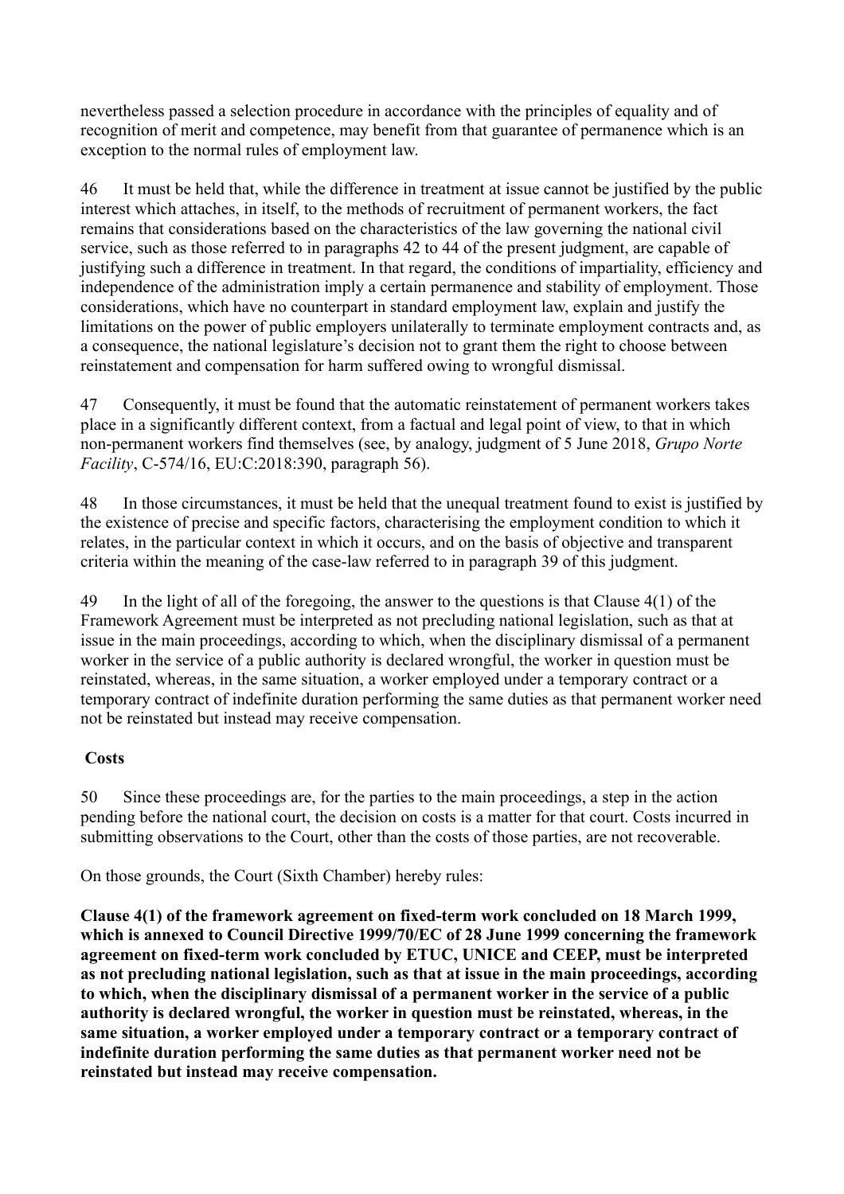nevertheless passed a selection procedure in accordance with the principles of equality and of recognition of merit and competence, may benefit from that guarantee of permanence which is an exception to the normal rules of employment law.

46 It must be held that, while the difference in treatment at issue cannot be justified by the public interest which attaches, in itself, to the methods of recruitment of permanent workers, the fact remains that considerations based on the characteristics of the law governing the national civil service, such as those referred to in paragraphs 42 to 44 of the present judgment, are capable of justifying such a difference in treatment. In that regard, the conditions of impartiality, efficiency and independence of the administration imply a certain permanence and stability of employment. Those considerations, which have no counterpart in standard employment law, explain and justify the limitations on the power of public employers unilaterally to terminate employment contracts and, as a consequence, the national legislature's decision not to grant them the right to choose between reinstatement and compensation for harm suffered owing to wrongful dismissal.

47 Consequently, it must be found that the automatic reinstatement of permanent workers takes place in a significantly different context, from a factual and legal point of view, to that in which non-permanent workers find themselves (see, by analogy, judgment of 5 June 2018, *Grupo Norte Facility*, C-574/16, EU:C:2018:390, paragraph 56).

48 In those circumstances, it must be held that the unequal treatment found to exist is justified by the existence of precise and specific factors, characterising the employment condition to which it relates, in the particular context in which it occurs, and on the basis of objective and transparent criteria within the meaning of the case-law referred to in paragraph 39 of this judgment.

49 In the light of all of the foregoing, the answer to the questions is that Clause 4(1) of the Framework Agreement must be interpreted as not precluding national legislation, such as that at issue in the main proceedings, according to which, when the disciplinary dismissal of a permanent worker in the service of a public authority is declared wrongful, the worker in question must be reinstated, whereas, in the same situation, a worker employed under a temporary contract or a temporary contract of indefinite duration performing the same duties as that permanent worker need not be reinstated but instead may receive compensation.

**Costs**

50 Since these proceedings are, for the parties to the main proceedings, a step in the action pending before the national court, the decision on costs is a matter for that court. Costs incurred in submitting observations to the Court, other than the costs of those parties, are not recoverable.

On those grounds, the Court (Sixth Chamber) hereby rules:

**Clause 4(1) of the framework agreement on fixed-term work concluded on 18 March 1999, which is annexed to Council Directive 1999/70/EC of 28 June 1999 concerning the framework agreement on fixed-term work concluded by ETUC, UNICE and CEEP, must be interpreted as not precluding national legislation, such as that at issue in the main proceedings, according to which, when the disciplinary dismissal of a permanent worker in the service of a public authority is declared wrongful, the worker in question must be reinstated, whereas, in the same situation, a worker employed under a temporary contract or a temporary contract of indefinite duration performing the same duties as that permanent worker need not be reinstated but instead may receive compensation.**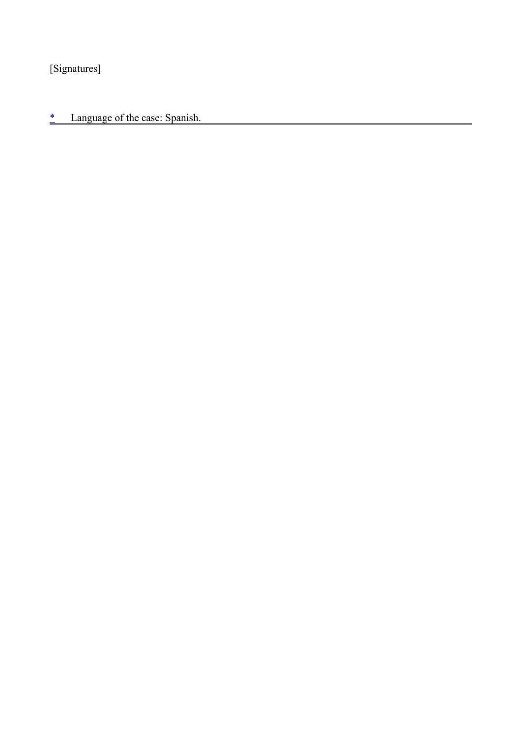[Signatures]

* Language of the case: Spanish.